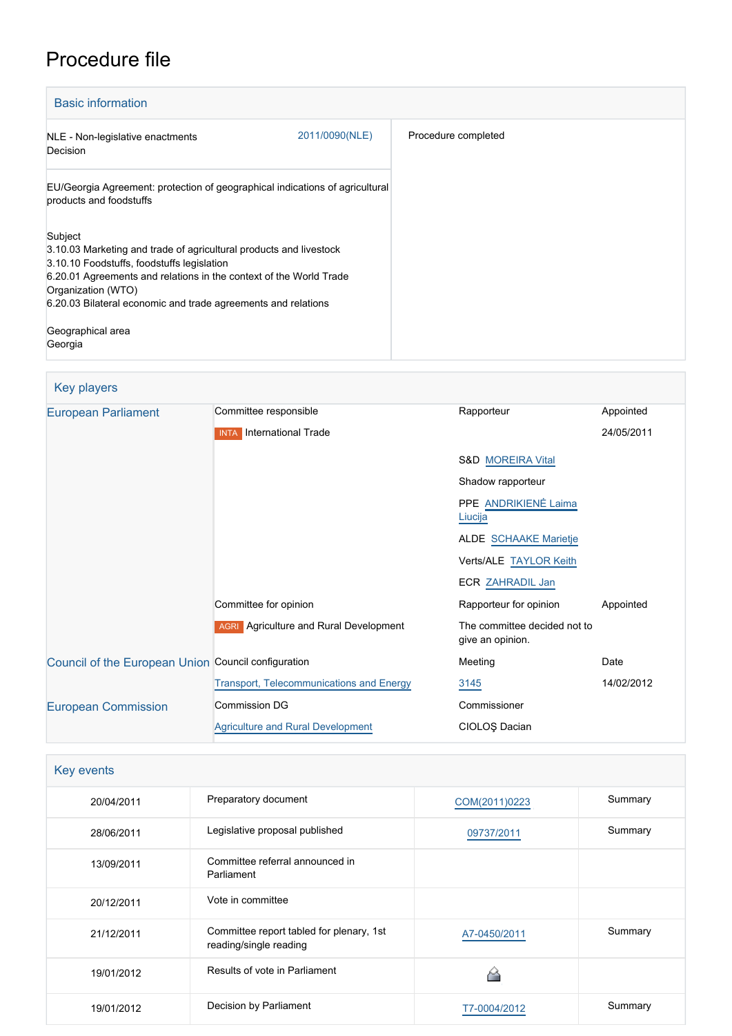# Procedure file

## Basic information

| | | |
|---|---|---|
| NLE - Non-legislative enactments<br>Decision | 2011/0090(NLE) | Procedure completed |
| EU/Georgia Agreement: protection of geographical indications of agricultural products and foodstuffs<br><br>Subject<br>3.10.03 Marketing and trade of agricultural products and livestock<br>3.10.10 Foodstuffs, foodstuffs legislation<br>6.20.01 Agreements and relations in the context of the World Trade Organization (WTO)<br>6.20.03 Bilateral economic and trade agreements and relations<br><br>Geographical area<br>Georgia | | |

## Key players

| | | | |
|---|---|---|---|
| European Parliament | Committee responsible | Rapporteur | Appointed |
| | INTA International Trade | | 24/05/2011 |
| | | S&D MOREIRA Vital | |
| | | Shadow rapporteur | |
| | | PPE ANDRIKIENĖ Laima Liucija | |
| | | ALDE SCHAAKE Marietje | |
| | | Verts/ALE TAYLOR Keith | |
| | | ECR ZAHRADIL Jan | |
| | Committee for opinion | Rapporteur for opinion | Appointed |
| | AGRI Agriculture and Rural Development | The committee decided not to give an opinion. | |
| Council of the European Union | Council configuration | Meeting | Date |
| | Transport, Telecommunications and Energy | 3145 | 14/02/2012 |
| European Commission | Commission DG | Commissioner | |
| | Agriculture and Rural Development | CIOLOŞ Dacian | |

## Key events

| | | | |
|---|---|---|---|
| 20/04/2011 | Preparatory document | COM(2011)0223 | Summary |
| 28/06/2011 | Legislative proposal published | 09737/2011 | Summary |
| 13/09/2011 | Committee referral announced in Parliament | | |
| 20/12/2011 | Vote in committee | | |
| 21/12/2011 | Committee report tabled for plenary, 1st reading/single reading | A7-0450/2011 | Summary |
| 19/01/2012 | Results of vote in Parliament | | |
| 19/01/2012 | Decision by Parliament | T7-0004/2012 | Summary |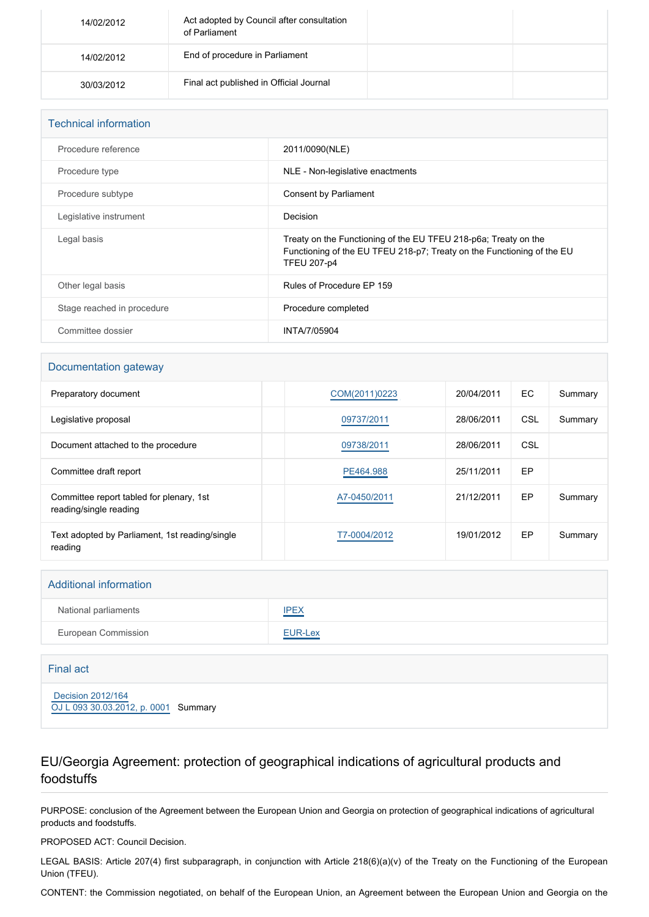| | | | |
|---|---|---|---|
| 14/02/2012 | Act adopted by Council after consultation of Parliament | | |
| 14/02/2012 | End of procedure in Parliament | | |
| 30/03/2012 | Final act published in Official Journal | | |

## Technical information

| | |
|---|---|
| Procedure reference | 2011/0090(NLE) |
| Procedure type | NLE - Non-legislative enactments |
| Procedure subtype | Consent by Parliament |
| Legislative instrument | Decision |
| Legal basis | Treaty on the Functioning of the EU TFEU 218-p6a; Treaty on the Functioning of the EU TFEU 218-p7; Treaty on the Functioning of the EU TFEU 207-p4 |
| Other legal basis | Rules of Procedure EP 159 |
| Stage reached in procedure | Procedure completed |
| Committee dossier | INTA/7/05904 |

## Documentation gateway

| | | | | | |
|---|---|---|---|---|---|
| Preparatory document | | COM(2011)0223 | 20/04/2011 | EC | Summary |
| Legislative proposal | | 09737/2011 | 28/06/2011 | CSL | Summary |
| Document attached to the procedure | | 09738/2011 | 28/06/2011 | CSL | |
| Committee draft report | | PE464.988 | 25/11/2011 | EP | |
| Committee report tabled for plenary, 1st reading/single reading | | A7-0450/2011 | 21/12/2011 | EP | Summary |
| Text adopted by Parliament, 1st reading/single reading | | T7-0004/2012 | 19/01/2012 | EP | Summary |

## Additional information

| | |
|---|---|
| National parliaments | IPEX |
| European Commission | EUR-Lex |

## Final act

Decision 2012/164
OJ L 093 30.03.2012, p. 0001 Summary

## EU/Georgia Agreement: protection of geographical indications of agricultural products and foodstuffs

PURPOSE: conclusion of the Agreement between the European Union and Georgia on protection of geographical indications of agricultural products and foodstuffs.

PROPOSED ACT: Council Decision.

LEGAL BASIS: Article 207(4) first subparagraph, in conjunction with Article 218(6)(a)(v) of the Treaty on the Functioning of the European Union (TFEU).

CONTENT: the Commission negotiated, on behalf of the European Union, an Agreement between the European Union and Georgia on the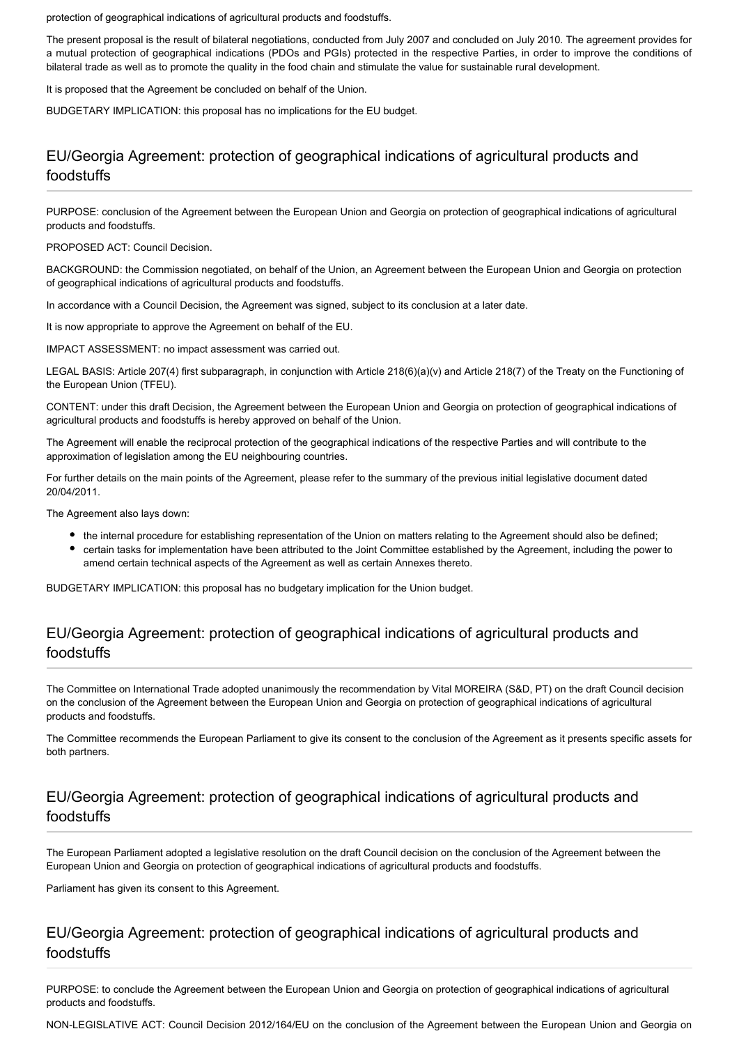protection of geographical indications of agricultural products and foodstuffs.

The present proposal is the result of bilateral negotiations, conducted from July 2007 and concluded on July 2010. The agreement provides for a mutual protection of geographical indications (PDOs and PGIs) protected in the respective Parties, in order to improve the conditions of bilateral trade as well as to promote the quality in the food chain and stimulate the value for sustainable rural development.

It is proposed that the Agreement be concluded on behalf of the Union.

BUDGETARY IMPLICATION: this proposal has no implications for the EU budget.

## EU/Georgia Agreement: protection of geographical indications of agricultural products and foodstuffs

PURPOSE: conclusion of the Agreement between the European Union and Georgia on protection of geographical indications of agricultural products and foodstuffs.

PROPOSED ACT: Council Decision.

BACKGROUND: the Commission negotiated, on behalf of the Union, an Agreement between the European Union and Georgia on protection of geographical indications of agricultural products and foodstuffs.

In accordance with a Council Decision, the Agreement was signed, subject to its conclusion at a later date.

It is now appropriate to approve the Agreement on behalf of the EU.

IMPACT ASSESSMENT: no impact assessment was carried out.

LEGAL BASIS: Article 207(4) first subparagraph, in conjunction with Article 218(6)(a)(v) and Article 218(7) of the Treaty on the Functioning of the European Union (TFEU).

CONTENT: under this draft Decision, the Agreement between the European Union and Georgia on protection of geographical indications of agricultural products and foodstuffs is hereby approved on behalf of the Union.

The Agreement will enable the reciprocal protection of the geographical indications of the respective Parties and will contribute to the approximation of legislation among the EU neighbouring countries.

For further details on the main points of the Agreement, please refer to the summary of the previous initial legislative document dated 20/04/2011.

The Agreement also lays down:

- the internal procedure for establishing representation of the Union on matters relating to the Agreement should also be defined;
- certain tasks for implementation have been attributed to the Joint Committee established by the Agreement, including the power to amend certain technical aspects of the Agreement as well as certain Annexes thereto.

BUDGETARY IMPLICATION: this proposal has no budgetary implication for the Union budget.

## EU/Georgia Agreement: protection of geographical indications of agricultural products and foodstuffs

The Committee on International Trade adopted unanimously the recommendation by Vital MOREIRA (S&D, PT) on the draft Council decision on the conclusion of the Agreement between the European Union and Georgia on protection of geographical indications of agricultural products and foodstuffs.

The Committee recommends the European Parliament to give its consent to the conclusion of the Agreement as it presents specific assets for both partners.

## EU/Georgia Agreement: protection of geographical indications of agricultural products and foodstuffs

The European Parliament adopted a legislative resolution on the draft Council decision on the conclusion of the Agreement between the European Union and Georgia on protection of geographical indications of agricultural products and foodstuffs.

Parliament has given its consent to this Agreement.

## EU/Georgia Agreement: protection of geographical indications of agricultural products and foodstuffs

PURPOSE: to conclude the Agreement between the European Union and Georgia on protection of geographical indications of agricultural products and foodstuffs.

NON-LEGISLATIVE ACT: Council Decision 2012/164/EU on the conclusion of the Agreement between the European Union and Georgia on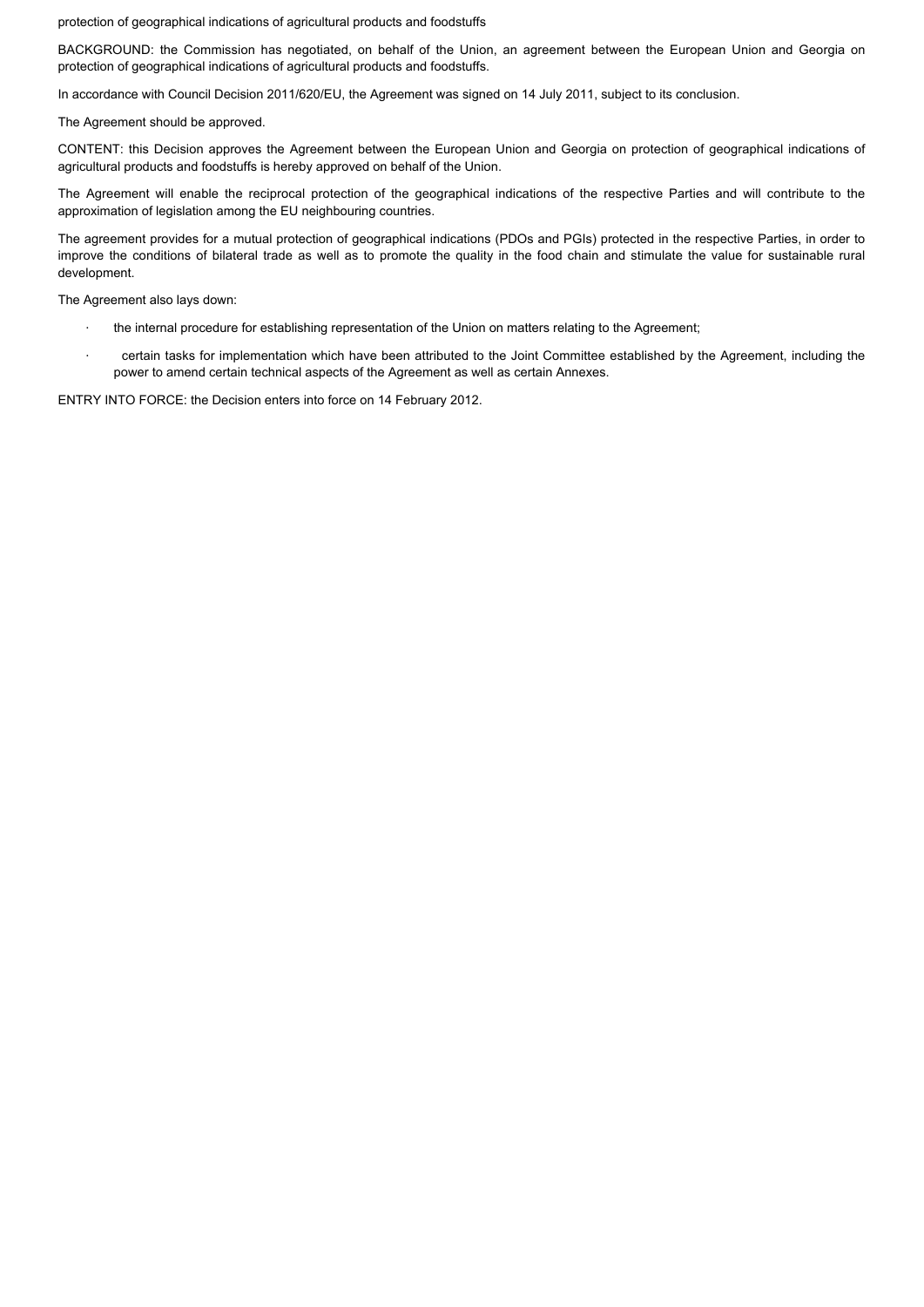protection of geographical indications of agricultural products and foodstuffs

BACKGROUND: the Commission has negotiated, on behalf of the Union, an agreement between the European Union and Georgia on protection of geographical indications of agricultural products and foodstuffs.

In accordance with Council Decision 2011/620/EU, the Agreement was signed on 14 July 2011, subject to its conclusion.

The Agreement should be approved.

CONTENT: this Decision approves the Agreement between the European Union and Georgia on protection of geographical indications of agricultural products and foodstuffs is hereby approved on behalf of the Union.

The Agreement will enable the reciprocal protection of the geographical indications of the respective Parties and will contribute to the approximation of legislation among the EU neighbouring countries.

The agreement provides for a mutual protection of geographical indications (PDOs and PGIs) protected in the respective Parties, in order to improve the conditions of bilateral trade as well as to promote the quality in the food chain and stimulate the value for sustainable rural development.

The Agreement also lays down:

- the internal procedure for establishing representation of the Union on matters relating to the Agreement;
- certain tasks for implementation which have been attributed to the Joint Committee established by the Agreement, including the power to amend certain technical aspects of the Agreement as well as certain Annexes.

ENTRY INTO FORCE: the Decision enters into force on 14 February 2012.